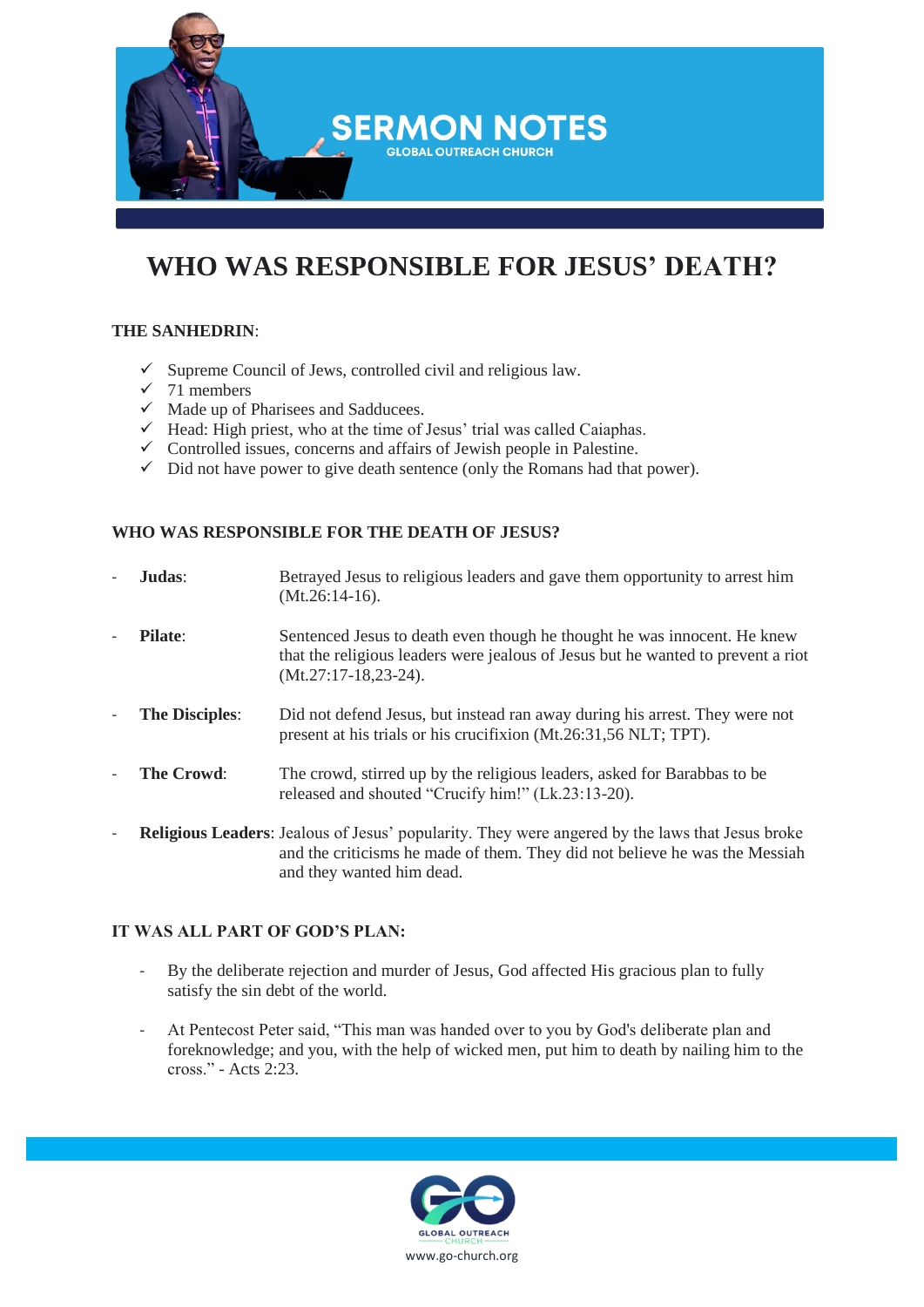SERMON NOTES
GLOBAL OUTREACH CHURCH

# WHO WAS RESPONSIBLE FOR JESUS' DEATH?

**THE SANHEDRIN**:

- ✓ Supreme Council of Jews, controlled civil and religious law.
- ✓ 71 members
- ✓ Made up of Pharisees and Sadducees.
- ✓ Head: High priest, who at the time of Jesus' trial was called Caiaphas.
- ✓ Controlled issues, concerns and affairs of Jewish people in Palestine.
- ✓ Did not have power to give death sentence (only the Romans had that power).

**WHO WAS RESPONSIBLE FOR THE DEATH OF JESUS?**

- **Judas**: Betrayed Jesus to religious leaders and gave them opportunity to arrest him (Mt.26:14-16).
- **Pilate**: Sentenced Jesus to death even though he thought he was innocent. He knew that the religious leaders were jealous of Jesus but he wanted to prevent a riot (Mt.27:17-18,23-24).
- **The Disciples**: Did not defend Jesus, but instead ran away during his arrest. They were not present at his trials or his crucifixion (Mt.26:31,56 NLT; TPT).
- **The Crowd**: The crowd, stirred up by the religious leaders, asked for Barabbas to be released and shouted "Crucify him!" (Lk.23:13-20).
- **Religious Leaders**: Jealous of Jesus' popularity. They were angered by the laws that Jesus broke and the criticisms he made of them. They did not believe he was the Messiah and they wanted him dead.

**IT WAS ALL PART OF GOD'S PLAN:**

- By the deliberate rejection and murder of Jesus, God affected His gracious plan to fully satisfy the sin debt of the world.
- At Pentecost Peter said, "This man was handed over to you by God's deliberate plan and foreknowledge; and you, with the help of wicked men, put him to death by nailing him to the cross." - Acts 2:23.

GLOBAL OUTREACH CHURCH
www.go-church.org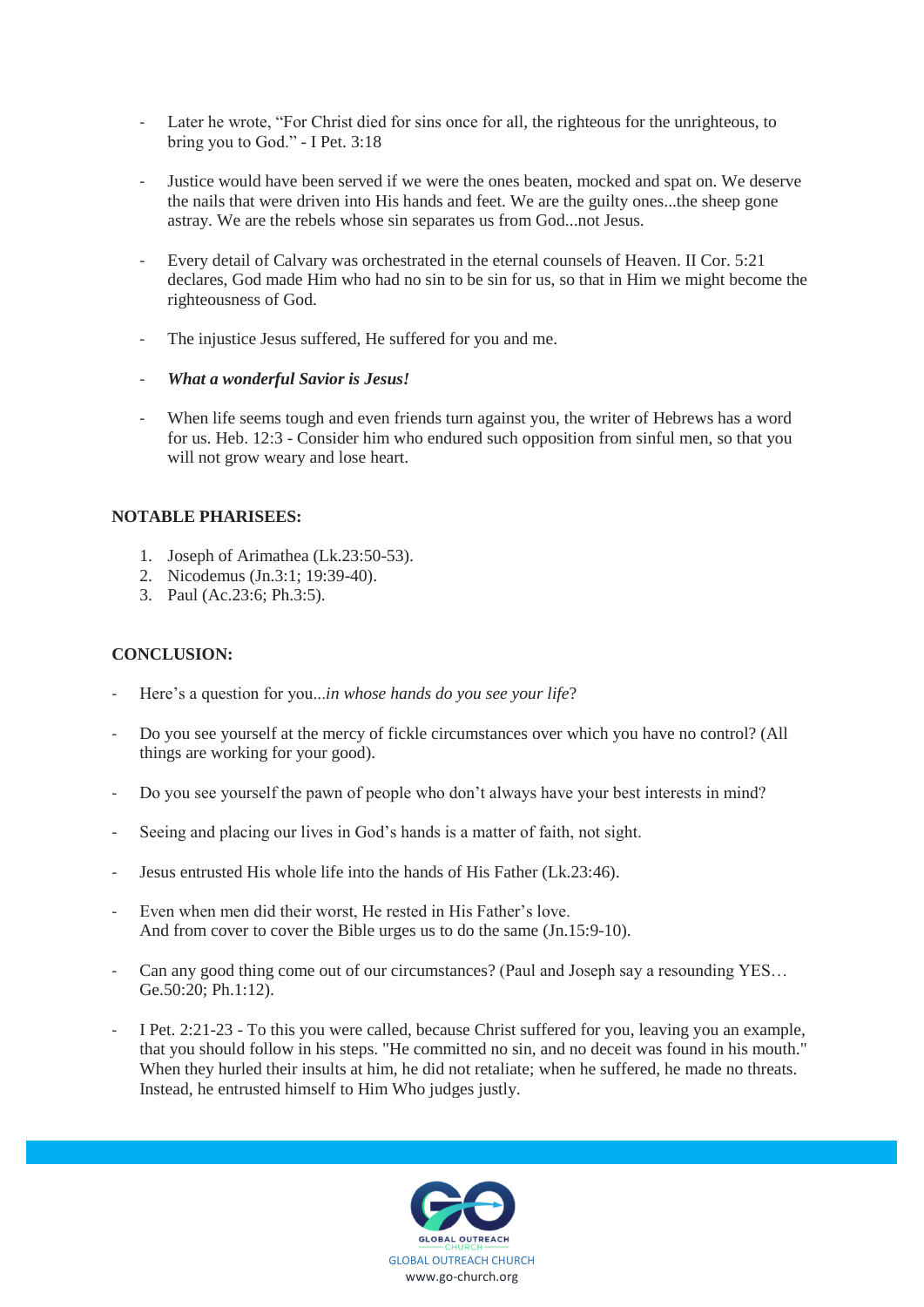- Later he wrote, "For Christ died for sins once for all, the righteous for the unrighteous, to bring you to God." - I Pet. 3:18

- Justice would have been served if we were the ones beaten, mocked and spat on. We deserve the nails that were driven into His hands and feet. We are the guilty ones...the sheep gone astray. We are the rebels whose sin separates us from God...not Jesus.

- Every detail of Calvary was orchestrated in the eternal counsels of Heaven. II Cor. 5:21 declares, God made Him who had no sin to be sin for us, so that in Him we might become the righteousness of God.

- The injustice Jesus suffered, He suffered for you and me.

- ***What a wonderful Savior is Jesus!***

- When life seems tough and even friends turn against you, the writer of Hebrews has a word for us. Heb. 12:3 - Consider him who endured such opposition from sinful men, so that you will not grow weary and lose heart.

**NOTABLE PHARISEES:**

1. Joseph of Arimathea (Lk.23:50-53).
2. Nicodemus (Jn.3:1; 19:39-40).
3. Paul (Ac.23:6; Ph.3:5).

**CONCLUSION:**

- Here's a question for you...*in whose hands do you see your life*?

- Do you see yourself at the mercy of fickle circumstances over which you have no control? (All things are working for your good).

- Do you see yourself the pawn of people who don't always have your best interests in mind?

- Seeing and placing our lives in God's hands is a matter of faith, not sight.

- Jesus entrusted His whole life into the hands of His Father (Lk.23:46).

- Even when men did their worst, He rested in His Father's love.
  And from cover to cover the Bible urges us to do the same (Jn.15:9-10).

- Can any good thing come out of our circumstances? (Paul and Joseph say a resounding YES… Ge.50:20; Ph.1:12).

- I Pet. 2:21-23 - To this you were called, because Christ suffered for you, leaving you an example, that you should follow in his steps. "He committed no sin, and no deceit was found in his mouth." When they hurled their insults at him, he did not retaliate; when he suffered, he made no threats. Instead, he entrusted himself to Him Who judges justly.